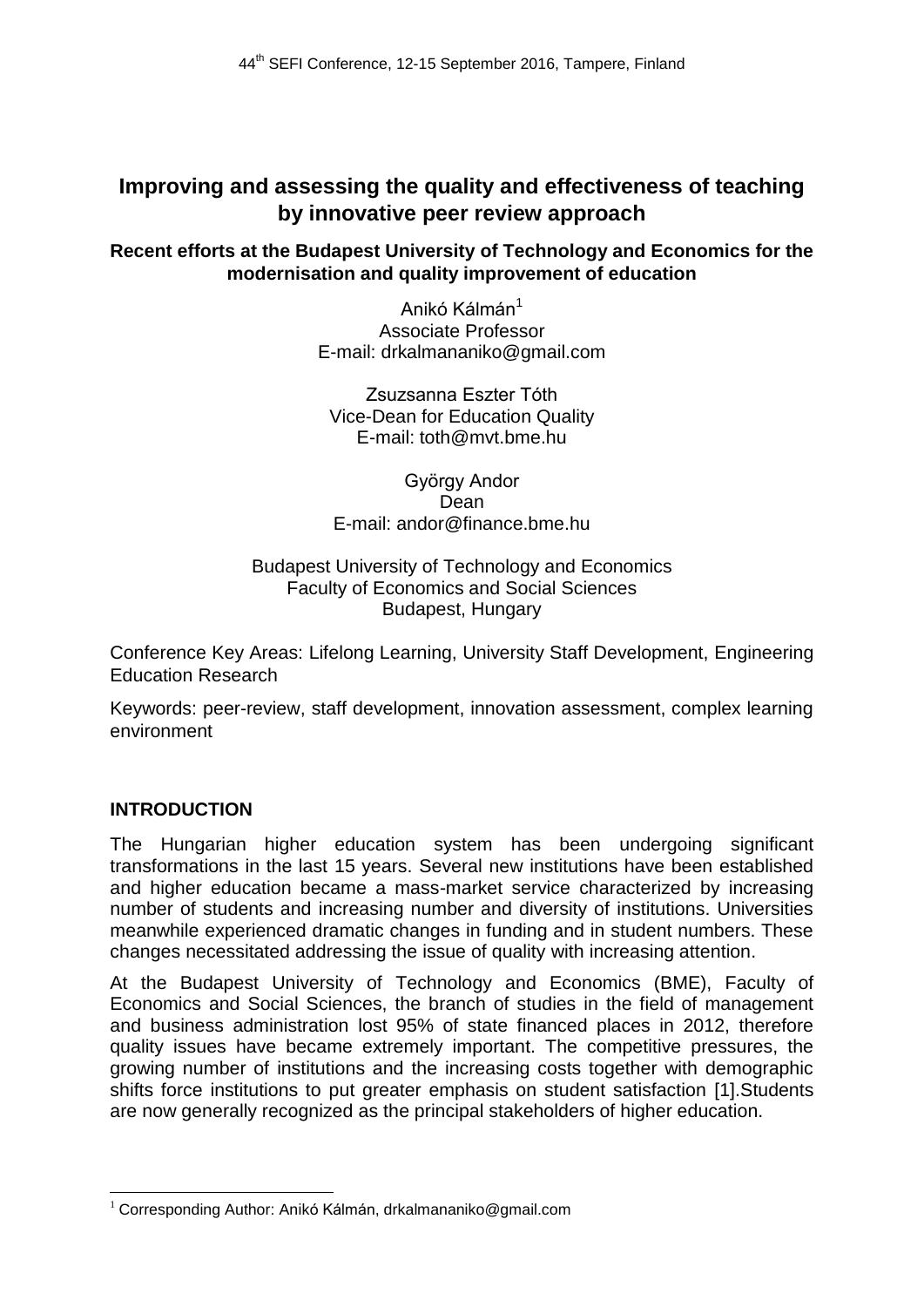# Improving and assessing the quality and effectiveness of teaching by innovative peer review approach

## Recent efforts at the Budapest University of Technology and Economics for the modernisation and quality improvement of education

Anikó Kálmán[1]
Associate Professor
E-mail: drkalmananiko@gmail.com

Zsuzsanna Eszter Tóth
Vice-Dean for Education Quality
E-mail: toth@mvt.bme.hu

György Andor
Dean
E-mail: andor@finance.bme.hu

Budapest University of Technology and Economics
Faculty of Economics and Social Sciences
Budapest, Hungary

Conference Key Areas: Lifelong Learning, University Staff Development, Engineering Education Research

Keywords: peer-review, staff development, innovation assessment, complex learning environment

### INTRODUCTION

The Hungarian higher education system has been undergoing significant transformations in the last 15 years. Several new institutions have been established and higher education became a mass-market service characterized by increasing number of students and increasing number and diversity of institutions. Universities meanwhile experienced dramatic changes in funding and in student numbers. These changes necessitated addressing the issue of quality with increasing attention.

At the Budapest University of Technology and Economics (BME), Faculty of Economics and Social Sciences, the branch of studies in the field of management and business administration lost 95% of state financed places in 2012, therefore quality issues have became extremely important. The competitive pressures, the growing number of institutions and the increasing costs together with demographic shifts force institutions to put greater emphasis on student satisfaction [1].Students are now generally recognized as the principal stakeholders of higher education.

[1] Corresponding Author: Anikó Kálmán, drkalmananiko@gmail.com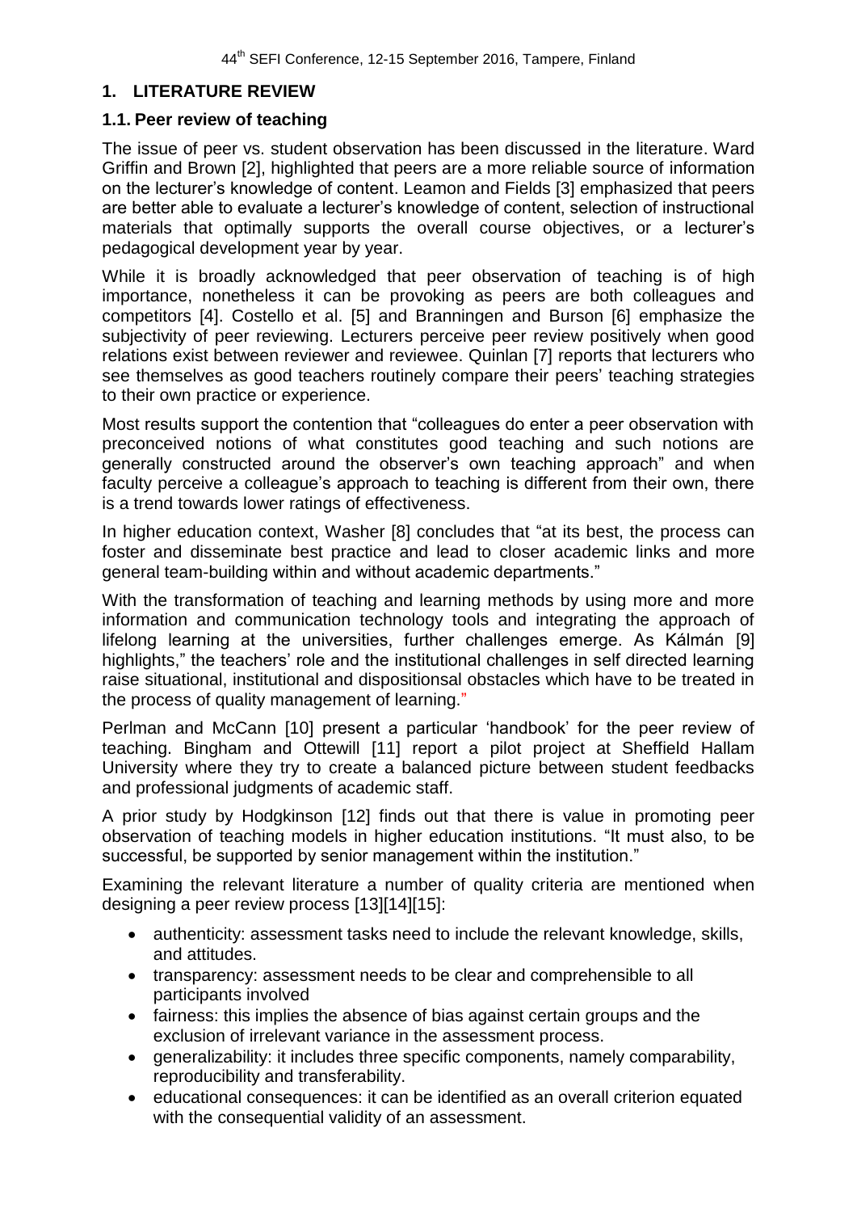## 1. LITERATURE REVIEW

### 1.1. Peer review of teaching

The issue of peer vs. student observation has been discussed in the literature. Ward Griffin and Brown [2], highlighted that peers are a more reliable source of information on the lecturer's knowledge of content. Leamon and Fields [3] emphasized that peers are better able to evaluate a lecturer's knowledge of content, selection of instructional materials that optimally supports the overall course objectives, or a lecturer's pedagogical development year by year.

While it is broadly acknowledged that peer observation of teaching is of high importance, nonetheless it can be provoking as peers are both colleagues and competitors [4]. Costello et al. [5] and Branningen and Burson [6] emphasize the subjectivity of peer reviewing. Lecturers perceive peer review positively when good relations exist between reviewer and reviewee. Quinlan [7] reports that lecturers who see themselves as good teachers routinely compare their peers' teaching strategies to their own practice or experience.

Most results support the contention that "colleagues do enter a peer observation with preconceived notions of what constitutes good teaching and such notions are generally constructed around the observer's own teaching approach" and when faculty perceive a colleague's approach to teaching is different from their own, there is a trend towards lower ratings of effectiveness.

In higher education context, Washer [8] concludes that "at its best, the process can foster and disseminate best practice and lead to closer academic links and more general team-building within and without academic departments."

With the transformation of teaching and learning methods by using more and more information and communication technology tools and integrating the approach of lifelong learning at the universities, further challenges emerge. As Kálmán [9] highlights," the teachers' role and the institutional challenges in self directed learning raise situational, institutional and dispositionsal obstacles which have to be treated in the process of quality management of learning."

Perlman and McCann [10] present a particular 'handbook' for the peer review of teaching. Bingham and Ottewill [11] report a pilot project at Sheffield Hallam University where they try to create a balanced picture between student feedbacks and professional judgments of academic staff.

A prior study by Hodgkinson [12] finds out that there is value in promoting peer observation of teaching models in higher education institutions. "It must also, to be successful, be supported by senior management within the institution."

Examining the relevant literature a number of quality criteria are mentioned when designing a peer review process [13][14][15]:

- authenticity: assessment tasks need to include the relevant knowledge, skills, and attitudes.
- transparency: assessment needs to be clear and comprehensible to all participants involved
- fairness: this implies the absence of bias against certain groups and the exclusion of irrelevant variance in the assessment process.
- generalizability: it includes three specific components, namely comparability, reproducibility and transferability.
- educational consequences: it can be identified as an overall criterion equated with the consequential validity of an assessment.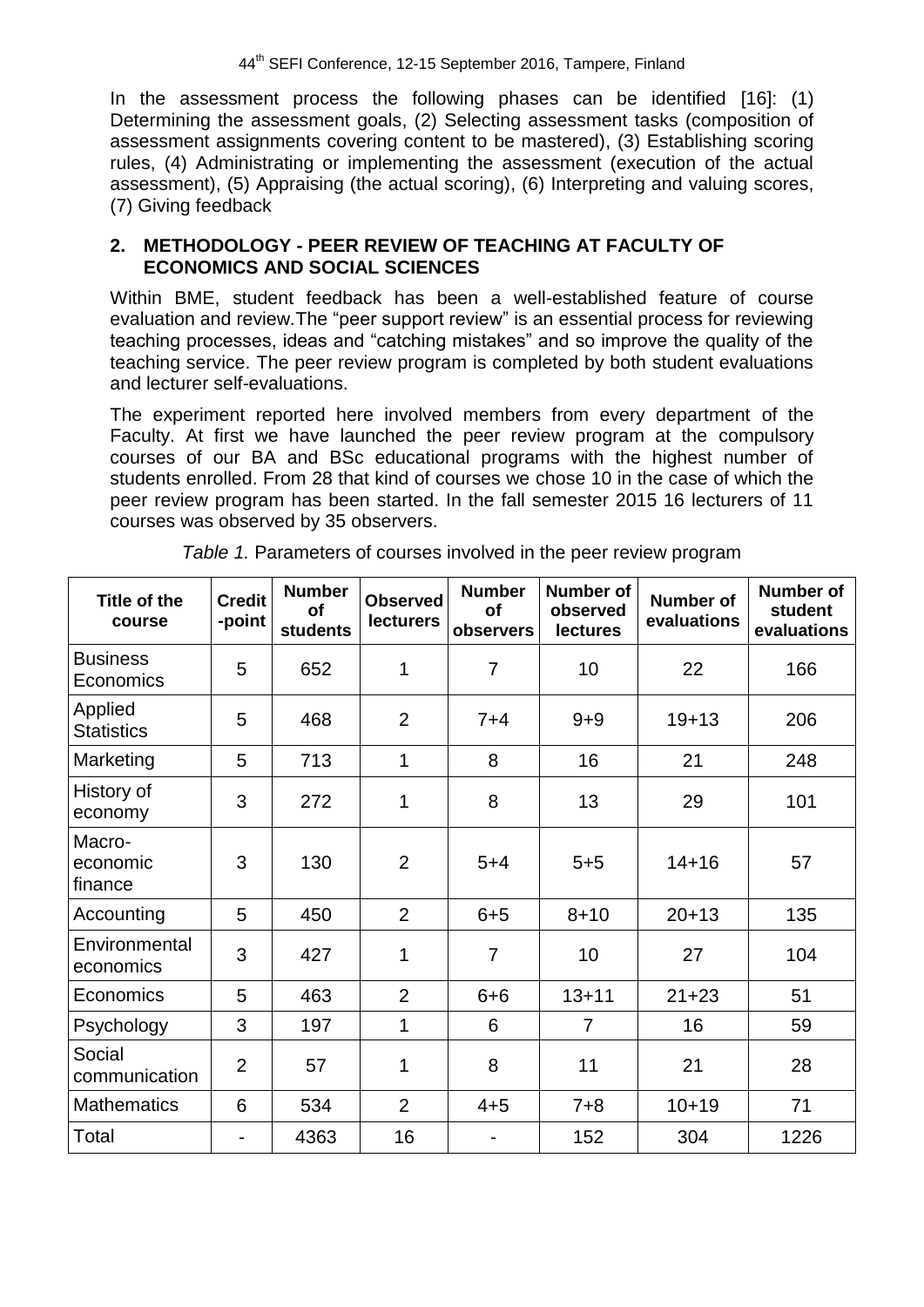In the assessment process the following phases can be identified [16]: (1) Determining the assessment goals, (2) Selecting assessment tasks (composition of assessment assignments covering content to be mastered), (3) Establishing scoring rules, (4) Administrating or implementing the assessment (execution of the actual assessment), (5) Appraising (the actual scoring), (6) Interpreting and valuing scores, (7) Giving feedback

## 2. METHODOLOGY - PEER REVIEW OF TEACHING AT FACULTY OF ECONOMICS AND SOCIAL SCIENCES

Within BME, student feedback has been a well-established feature of course evaluation and review.The "peer support review" is an essential process for reviewing teaching processes, ideas and "catching mistakes" and so improve the quality of the teaching service. The peer review program is completed by both student evaluations and lecturer self-evaluations.

The experiment reported here involved members from every department of the Faculty. At first we have launched the peer review program at the compulsory courses of our BA and BSc educational programs with the highest number of students enrolled. From 28 that kind of courses we chose 10 in the case of which the peer review program has been started. In the fall semester 2015 16 lecturers of 11 courses was observed by 35 observers.

*Table 1.* Parameters of courses involved in the peer review program

| Title of the course | Credit -point | Number of students | Observed lecturers | Number of observers | Number of observed lectures | Number of evaluations | Number of student evaluations |
|---|---|---|---|---|---|---|---|
| Business Economics | 5 | 652 | 1 | 7 | 10 | 22 | 166 |
| Applied Statistics | 5 | 468 | 2 | 7+4 | 9+9 | 19+13 | 206 |
| Marketing | 5 | 713 | 1 | 8 | 16 | 21 | 248 |
| History of economy | 3 | 272 | 1 | 8 | 13 | 29 | 101 |
| Macro-economic finance | 3 | 130 | 2 | 5+4 | 5+5 | 14+16 | 57 |
| Accounting | 5 | 450 | 2 | 6+5 | 8+10 | 20+13 | 135 |
| Environmental economics | 3 | 427 | 1 | 7 | 10 | 27 | 104 |
| Economics | 5 | 463 | 2 | 6+6 | 13+11 | 21+23 | 51 |
| Psychology | 3 | 197 | 1 | 6 | 7 | 16 | 59 |
| Social communication | 2 | 57 | 1 | 8 | 11 | 21 | 28 |
| Mathematics | 6 | 534 | 2 | 4+5 | 7+8 | 10+19 | 71 |
| Total | - | 4363 | 16 | - | 152 | 304 | 1226 |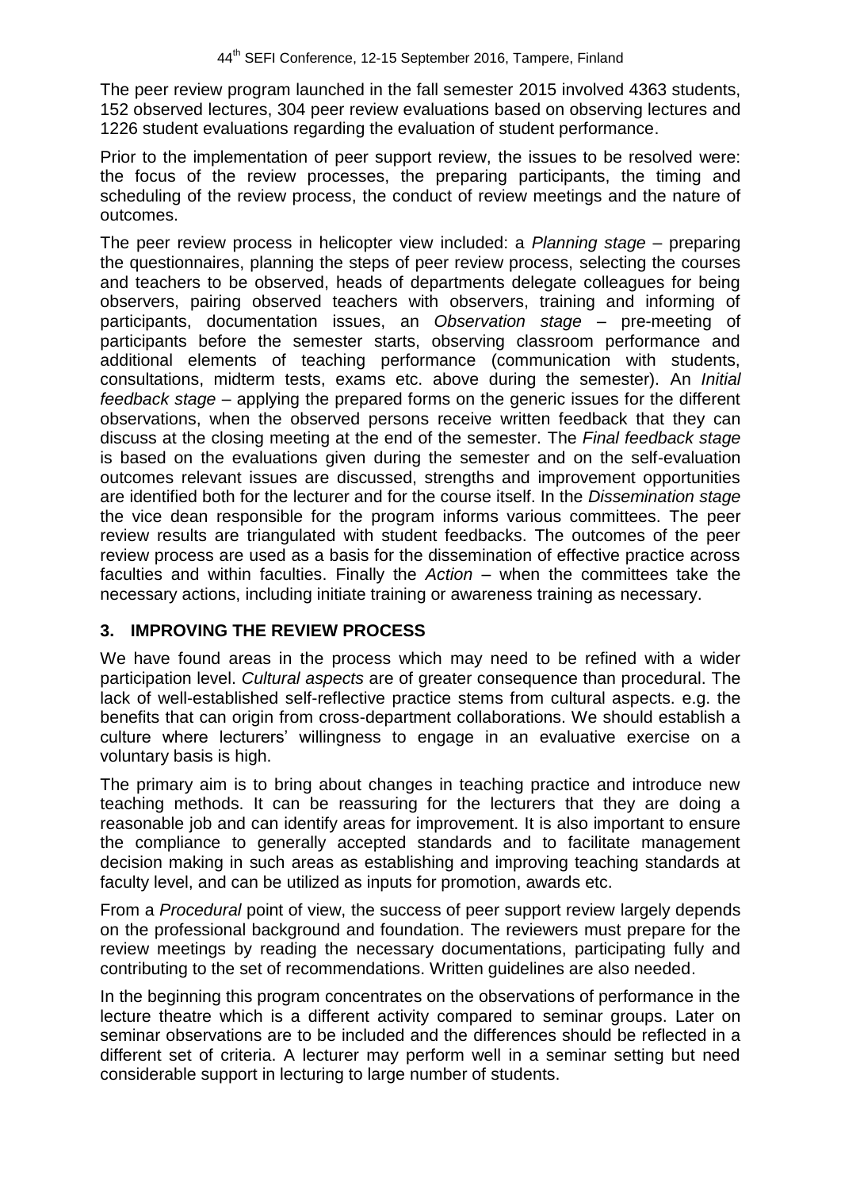The peer review program launched in the fall semester 2015 involved 4363 students, 152 observed lectures, 304 peer review evaluations based on observing lectures and 1226 student evaluations regarding the evaluation of student performance.

Prior to the implementation of peer support review, the issues to be resolved were: the focus of the review processes, the preparing participants, the timing and scheduling of the review process, the conduct of review meetings and the nature of outcomes.

The peer review process in helicopter view included: a *Planning stage* – preparing the questionnaires, planning the steps of peer review process, selecting the courses and teachers to be observed, heads of departments delegate colleagues for being observers, pairing observed teachers with observers, training and informing of participants, documentation issues, an *Observation stage* – pre-meeting of participants before the semester starts, observing classroom performance and additional elements of teaching performance (communication with students, consultations, midterm tests, exams etc. above during the semester). An *Initial feedback stage* – applying the prepared forms on the generic issues for the different observations, when the observed persons receive written feedback that they can discuss at the closing meeting at the end of the semester. The *Final feedback stage* is based on the evaluations given during the semester and on the self-evaluation outcomes relevant issues are discussed, strengths and improvement opportunities are identified both for the lecturer and for the course itself. In the *Dissemination stage* the vice dean responsible for the program informs various committees. The peer review results are triangulated with student feedbacks. The outcomes of the peer review process are used as a basis for the dissemination of effective practice across faculties and within faculties. Finally the *Action* – when the committees take the necessary actions, including initiate training or awareness training as necessary.

## 3. IMPROVING THE REVIEW PROCESS

We have found areas in the process which may need to be refined with a wider participation level. *Cultural aspects* are of greater consequence than procedural. The lack of well-established self-reflective practice stems from cultural aspects. e.g. the benefits that can origin from cross-department collaborations. We should establish a culture where lecturers' willingness to engage in an evaluative exercise on a voluntary basis is high.

The primary aim is to bring about changes in teaching practice and introduce new teaching methods. It can be reassuring for the lecturers that they are doing a reasonable job and can identify areas for improvement. It is also important to ensure the compliance to generally accepted standards and to facilitate management decision making in such areas as establishing and improving teaching standards at faculty level, and can be utilized as inputs for promotion, awards etc.

From a *Procedural* point of view, the success of peer support review largely depends on the professional background and foundation. The reviewers must prepare for the review meetings by reading the necessary documentations, participating fully and contributing to the set of recommendations. Written guidelines are also needed.

In the beginning this program concentrates on the observations of performance in the lecture theatre which is a different activity compared to seminar groups. Later on seminar observations are to be included and the differences should be reflected in a different set of criteria. A lecturer may perform well in a seminar setting but need considerable support in lecturing to large number of students.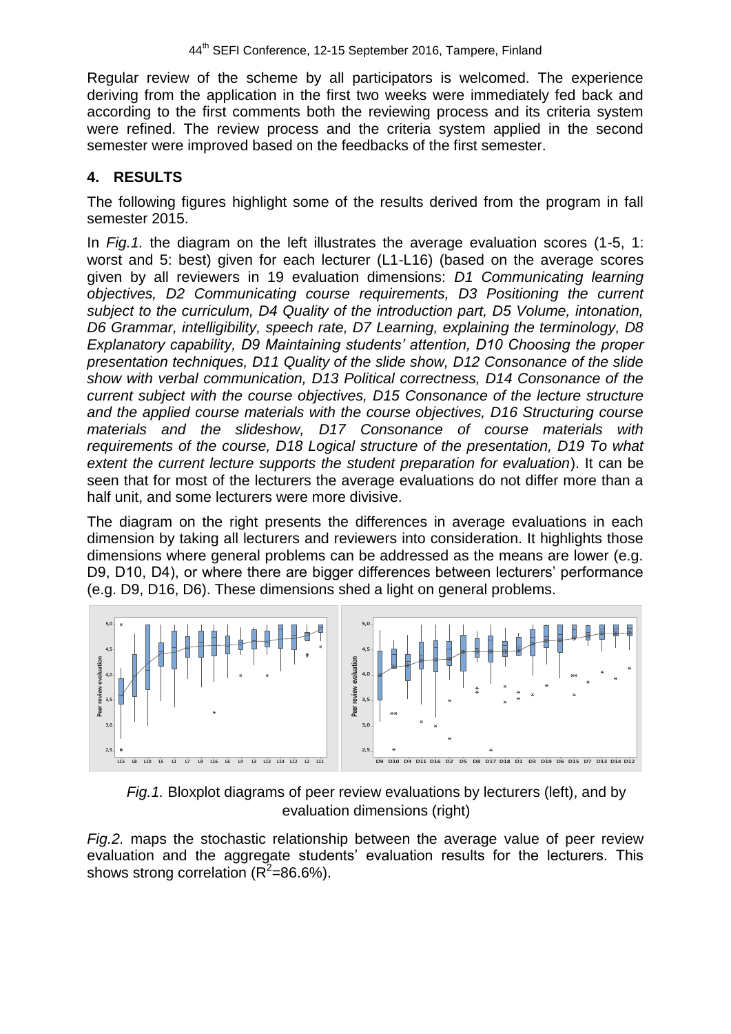Regular review of the scheme by all participators is welcomed. The experience deriving from the application in the first two weeks were immediately fed back and according to the first comments both the reviewing process and its criteria system were refined. The review process and the criteria system applied in the second semester were improved based on the feedbacks of the first semester.

## 4. RESULTS

The following figures highlight some of the results derived from the program in fall semester 2015.

In *Fig.1.* the diagram on the left illustrates the average evaluation scores (1-5, 1: worst and 5: best) given for each lecturer (L1-L16) (based on the average scores given by all reviewers in 19 evaluation dimensions: *D1 Communicating learning objectives, D2 Communicating course requirements, D3 Positioning the current subject to the curriculum, D4 Quality of the introduction part, D5 Volume, intonation, D6 Grammar, intelligibility, speech rate, D7 Learning, explaining the terminology, D8 Explanatory capability, D9 Maintaining students' attention, D10 Choosing the proper presentation techniques, D11 Quality of the slide show, D12 Consonance of the slide show with verbal communication, D13 Political correctness, D14 Consonance of the current subject with the course objectives, D15 Consonance of the lecture structure and the applied course materials with the course objectives, D16 Structuring course materials and the slideshow, D17 Consonance of course materials with requirements of the course, D18 Logical structure of the presentation, D19 To what extent the current lecture supports the student preparation for evaluation*). It can be seen that for most of the lecturers the average evaluations do not differ more than a half unit, and some lecturers were more divisive.

The diagram on the right presents the differences in average evaluations in each dimension by taking all lecturers and reviewers into consideration. It highlights those dimensions where general problems can be addressed as the means are lower (e.g. D9, D10, D4), or where there are bigger differences between lecturers' performance (e.g. D9, D16, D6). These dimensions shed a light on general problems.

*Fig.1.* Bloxplot diagrams of peer review evaluations by lecturers (left), and by evaluation dimensions (right)

*Fig.2.* maps the stochastic relationship between the average value of peer review evaluation and the aggregate students' evaluation results for the lecturers. This shows strong correlation ($R^2$=86.6%).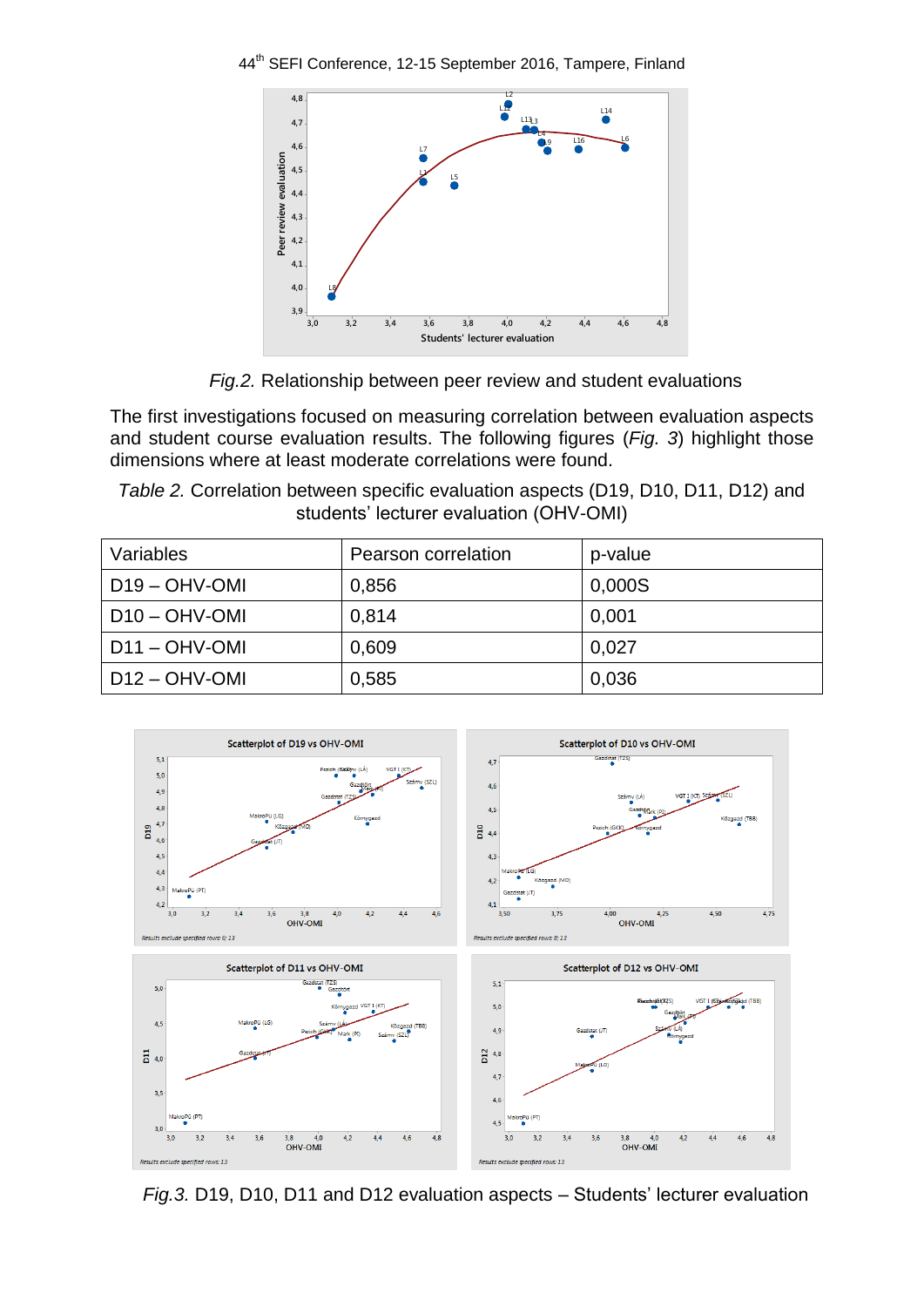Fig.2. Relationship between peer review and student evaluations

The first investigations focused on measuring correlation between evaluation aspects and student course evaluation results. The following figures (*Fig. 3*) highlight those dimensions where at least moderate correlations were found.

*Table 2.* Correlation between specific evaluation aspects (D19, D10, D11, D12) and students' lecturer evaluation (OHV-OMI)

| Variables | Pearson correlation | p-value |
|---|---|---|
| D19 – OHV-OMI | 0,856 | 0,000S |
| D10 – OHV-OMI | 0,814 | 0,001 |
| D11 – OHV-OMI | 0,609 | 0,027 |
| D12 – OHV-OMI | 0,585 | 0,036 |

*Fig.3.* D19, D10, D11 and D12 evaluation aspects – Students' lecturer evaluation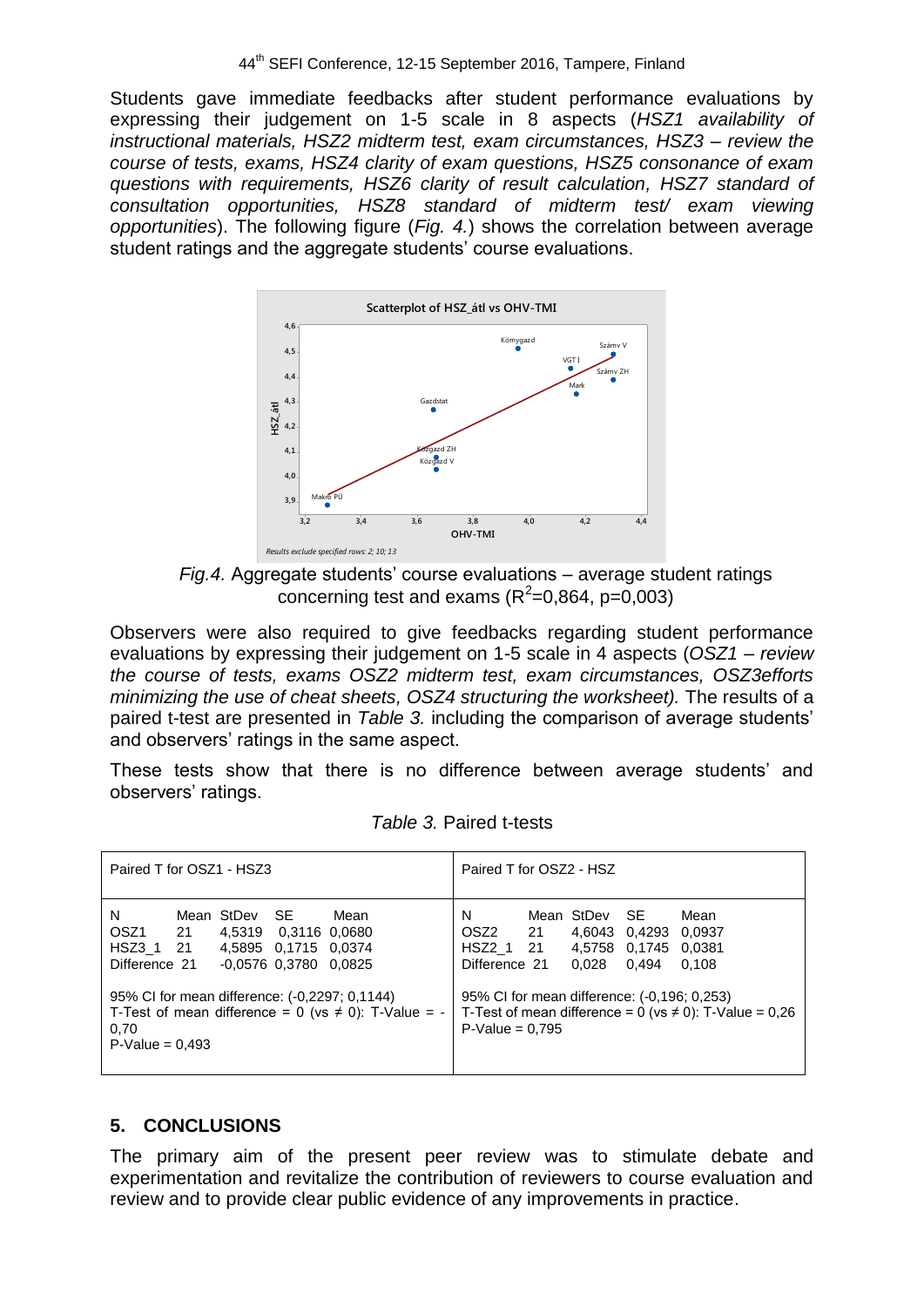Students gave immediate feedbacks after student performance evaluations by expressing their judgement on 1-5 scale in 8 aspects (*HSZ1 availability of instructional materials, HSZ2 midterm test, exam circumstances, HSZ3 – review the course of tests, exams, HSZ4 clarity of exam questions, HSZ5 consonance of exam questions with requirements, HSZ6 clarity of result calculation, HSZ7 standard of consultation opportunities, HSZ8 standard of midterm test/ exam viewing opportunities*). The following figure (*Fig. 4.*) shows the correlation between average student ratings and the aggregate students' course evaluations.

*Fig.4.* Aggregate students' course evaluations – average student ratings concerning test and exams ($R^2$=0,864, p=0,003)

Observers were also required to give feedbacks regarding student performance evaluations by expressing their judgement on 1-5 scale in 4 aspects (*OSZ1 – review the course of tests, exams OSZ2 midterm test, exam circumstances, OSZ3efforts minimizing the use of cheat sheets, OSZ4 structuring the worksheet).* The results of a paired t-test are presented in *Table 3.* including the comparison of average students' and observers' ratings in the same aspect.

These tests show that there is no difference between average students' and observers' ratings.

*Table 3.* Paired t-tests

**Paired T for OSZ1 - HSZ3**

| | N | Mean | StDev | SE Mean |
|---|---|---|---|---|
| OSZ1 | 21 | 4,5319 | 0,3116 | 0,0680 |
| HSZ3_1 | 21 | 4,5895 | 0,1715 | 0,0374 |
| Difference | 21 | -0,0576 | 0,3780 | 0,0825 |

95% CI for mean difference: (-0,2297; 0,1144)
T-Test of mean difference = 0 (vs ≠ 0): T-Value = -0,70
P-Value = 0,493

**Paired T for OSZ2 - HSZ**

| | N | Mean | StDev | SE Mean |
|---|---|---|---|---|
| OSZ2 | 21 | 4,6043 | 0,4293 | 0,0937 |
| HSZ2_1 | 21 | 4,5758 | 0,1745 | 0,0381 |
| Difference | 21 | 0,028 | 0,494 | 0,108 |

95% CI for mean difference: (-0,196; 0,253)
T-Test of mean difference = 0 (vs ≠ 0): T-Value = 0,26
P-Value = 0,795

## 5. CONCLUSIONS

The primary aim of the present peer review was to stimulate debate and experimentation and revitalize the contribution of reviewers to course evaluation and review and to provide clear public evidence of any improvements in practice.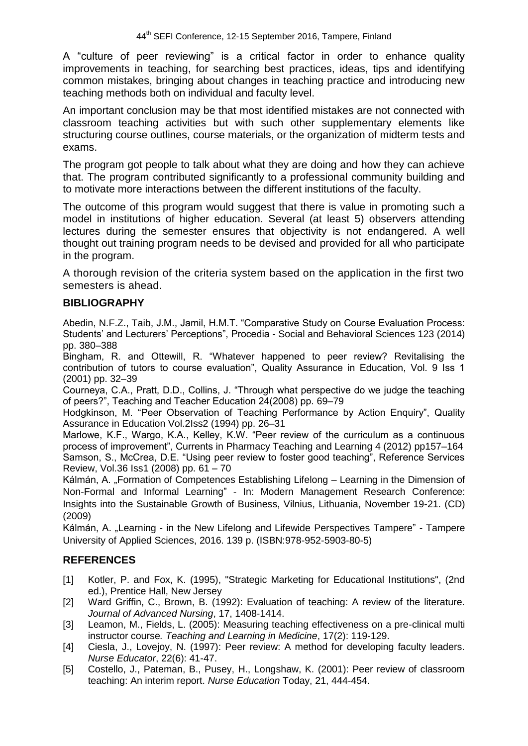A "culture of peer reviewing" is a critical factor in order to enhance quality improvements in teaching, for searching best practices, ideas, tips and identifying common mistakes, bringing about changes in teaching practice and introducing new teaching methods both on individual and faculty level.

An important conclusion may be that most identified mistakes are not connected with classroom teaching activities but with such other supplementary elements like structuring course outlines, course materials, or the organization of midterm tests and exams.

The program got people to talk about what they are doing and how they can achieve that. The program contributed significantly to a professional community building and to motivate more interactions between the different institutions of the faculty.

The outcome of this program would suggest that there is value in promoting such a model in institutions of higher education. Several (at least 5) observers attending lectures during the semester ensures that objectivity is not endangered. A well thought out training program needs to be devised and provided for all who participate in the program.

A thorough revision of the criteria system based on the application in the first two semesters is ahead.

## BIBLIOGRAPHY

Abedin, N.F.Z., Taib, J.M., Jamil, H.M.T. "Comparative Study on Course Evaluation Process: Students' and Lecturers' Perceptions", Procedia - Social and Behavioral Sciences 123 (2014) pp. 380–388

Bingham, R. and Ottewill, R. "Whatever happened to peer review? Revitalising the contribution of tutors to course evaluation", Quality Assurance in Education, Vol. 9 Iss 1 (2001) pp. 32–39

Courneya, C.A., Pratt, D.D., Collins, J. "Through what perspective do we judge the teaching of peers?", Teaching and Teacher Education 24(2008) pp. 69–79

Hodgkinson, M. "Peer Observation of Teaching Performance by Action Enquiry", Quality Assurance in Education Vol.2Iss2 (1994) pp. 26–31

Marlowe, K.F., Wargo, K.A., Kelley, K.W. "Peer review of the curriculum as a continuous process of improvement", Currents in Pharmacy Teaching and Learning 4 (2012) pp157–164

Samson, S., McCrea, D.E. "Using peer review to foster good teaching", Reference Services Review, Vol.36 Iss1 (2008) pp. 61 – 70

Kálmán, A. „Formation of Competences Establishing Lifelong – Learning in the Dimension of Non-Formal and Informal Learning" - In: Modern Management Research Conference: Insights into the Sustainable Growth of Business, Vilnius, Lithuania, November 19-21. (CD) (2009)

Kálmán, A. „Learning - in the New Lifelong and Lifewide Perspectives Tampere" - Tampere University of Applied Sciences, 2016. 139 p. (ISBN:978-952-5903-80-5)

## REFERENCES

[1] Kotler, P. and Fox, K. (1995), "Strategic Marketing for Educational Institutions", (2nd ed.), Prentice Hall, New Jersey

[2] Ward Griffin, C., Brown, B. (1992): Evaluation of teaching: A review of the literature. *Journal of Advanced Nursing*, 17, 1408-1414.

[3] Leamon, M., Fields, L. (2005): Measuring teaching effectiveness on a pre-clinical multi instructor course*. Teaching and Learning in Medicine*, 17(2): 119-129.

[4] Ciesla, J., Lovejoy, N. (1997): Peer review: A method for developing faculty leaders. *Nurse Educator*, 22(6): 41-47.

[5] Costello, J., Pateman, B., Pusey, H., Longshaw, K. (2001): Peer review of classroom teaching: An interim report. *Nurse Education* Today, 21, 444-454.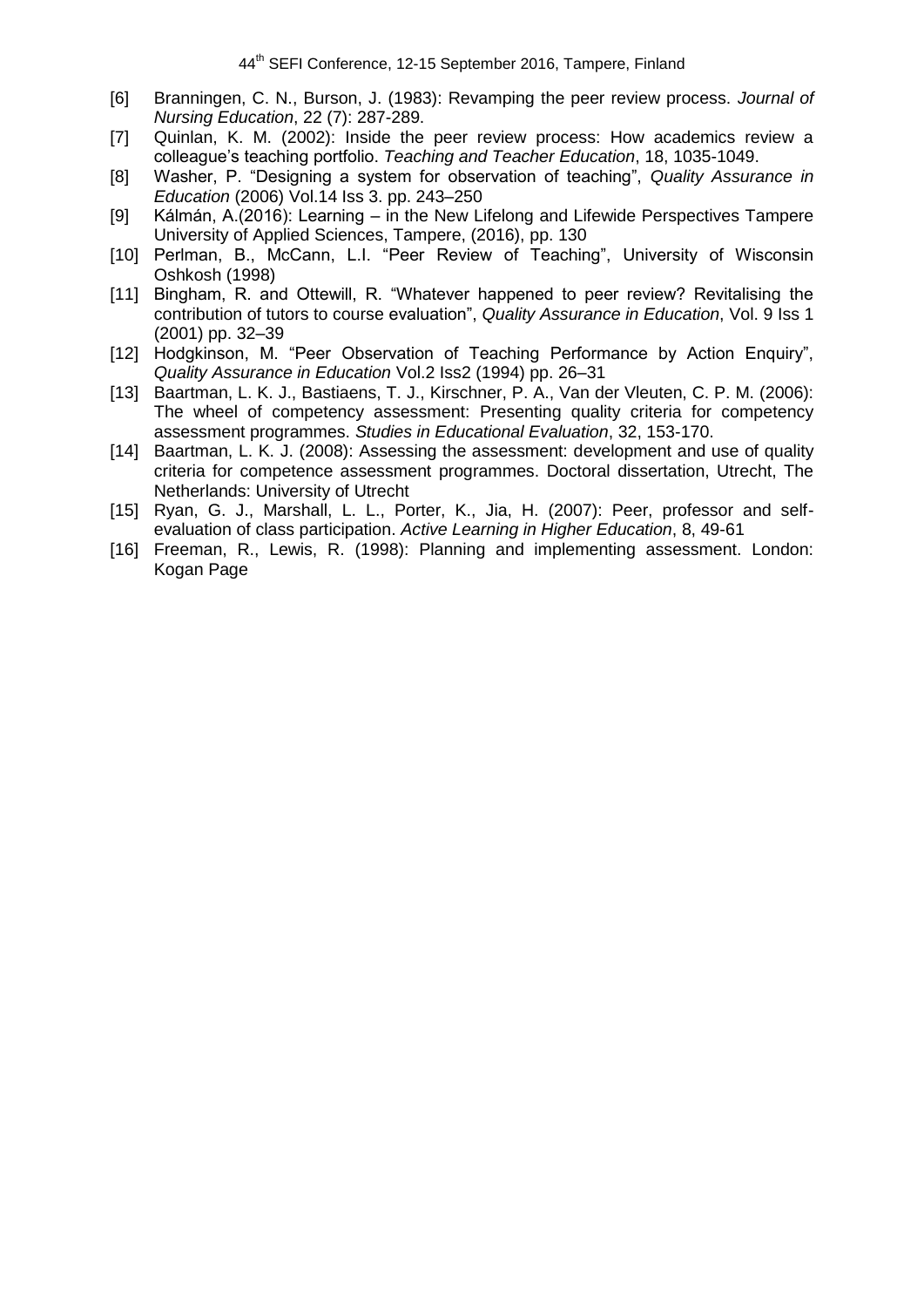[6] Branningen, C. N., Burson, J. (1983): Revamping the peer review process. *Journal of Nursing Education*, 22 (7): 287-289.

[7] Quinlan, K. M. (2002): Inside the peer review process: How academics review a colleague's teaching portfolio. *Teaching and Teacher Education*, 18, 1035-1049.

[8] Washer, P. "Designing a system for observation of teaching", *Quality Assurance in Education* (2006) Vol.14 Iss 3. pp. 243–250

[9] Kálmán, A.(2016): Learning – in the New Lifelong and Lifewide Perspectives Tampere University of Applied Sciences, Tampere, (2016), pp. 130

[10] Perlman, B., McCann, L.I. "Peer Review of Teaching", University of Wisconsin Oshkosh (1998)

[11] Bingham, R. and Ottewill, R. "Whatever happened to peer review? Revitalising the contribution of tutors to course evaluation", *Quality Assurance in Education*, Vol. 9 Iss 1 (2001) pp. 32–39

[12] Hodgkinson, M. "Peer Observation of Teaching Performance by Action Enquiry", *Quality Assurance in Education* Vol.2 Iss2 (1994) pp. 26–31

[13] Baartman, L. K. J., Bastiaens, T. J., Kirschner, P. A., Van der Vleuten, C. P. M. (2006): The wheel of competency assessment: Presenting quality criteria for competency assessment programmes. *Studies in Educational Evaluation*, 32, 153-170.

[14] Baartman, L. K. J. (2008): Assessing the assessment: development and use of quality criteria for competence assessment programmes. Doctoral dissertation, Utrecht, The Netherlands: University of Utrecht

[15] Ryan, G. J., Marshall, L. L., Porter, K., Jia, H. (2007): Peer, professor and self-evaluation of class participation. *Active Learning in Higher Education*, 8, 49-61

[16] Freeman, R., Lewis, R. (1998): Planning and implementing assessment. London: Kogan Page